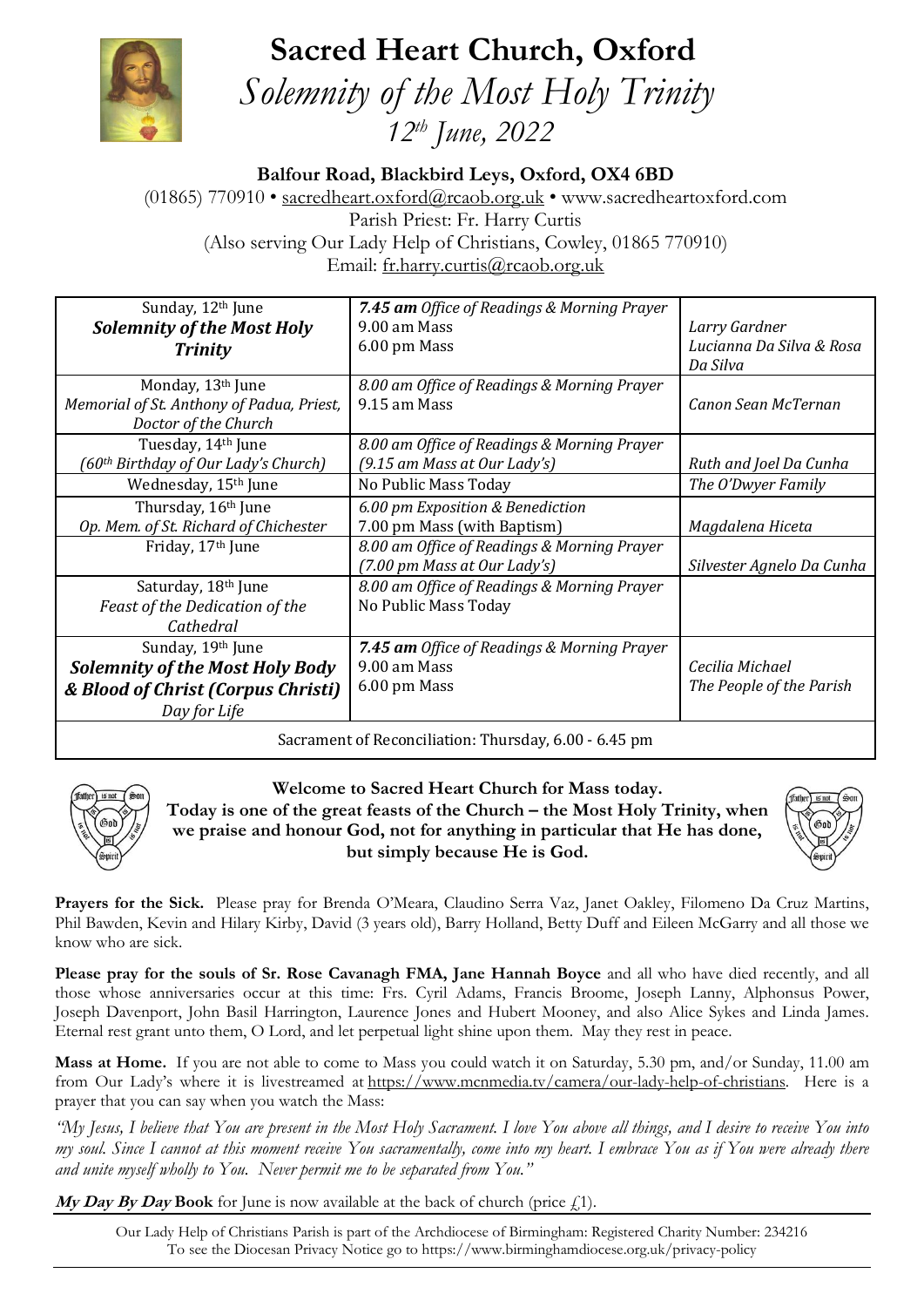# Sacred Heart Church, Oxford

## *Solemnity of the Most Holy Trinity*

### *12th June, 2022*

**Balfour Road, Blackbird Leys, Oxford, OX4 6BD**

(01865) 770910 • sacredheart.oxford@rcaob.org.uk • www.sacredheartoxford.com
Parish Priest: Fr. Harry Curtis
(Also serving Our Lady Help of Christians, Cowley, 01865 770910)
Email: fr.harry.curtis@rcaob.org.uk

| | | |
|---|---|---|
| Sunday, 12th June<br>***Solemnity of the Most Holy Trinity*** | ***7.45 am*** *Office of Readings & Morning Prayer*<br>9.00 am Mass<br>6.00 pm Mass | *Larry Gardner*<br>*Lucianna Da Silva & Rosa Da Silva* |
| Monday, 13th June<br>*Memorial of St. Anthony of Padua, Priest, Doctor of the Church* | *8.00 am Office of Readings & Morning Prayer*<br>9.15 am Mass | *Canon Sean McTernan* |
| Tuesday, 14th June<br>*(60th Birthday of Our Lady's Church)* | *8.00 am Office of Readings & Morning Prayer*<br>*(9.15 am Mass at Our Lady's)* | *Ruth and Joel Da Cunha* |
| Wednesday, 15th June | No Public Mass Today | *The O'Dwyer Family* |
| Thursday, 16th June<br>*Op. Mem. of St. Richard of Chichester* | *6.00 pm Exposition & Benediction*<br>7.00 pm Mass (with Baptism) | *Magdalena Hiceta* |
| Friday, 17th June | *8.00 am Office of Readings & Morning Prayer*<br>*(7.00 pm Mass at Our Lady's)* | *Silvester Agnelo Da Cunha* |
| Saturday, 18th June<br>*Feast of the Dedication of the Cathedral* | *8.00 am Office of Readings & Morning Prayer*<br>No Public Mass Today | |
| Sunday, 19th June<br>***Solemnity of the Most Holy Body & Blood of Christ (Corpus Christi)***<br>*Day for Life* | ***7.45 am*** *Office of Readings & Morning Prayer*<br>9.00 am Mass<br>6.00 pm Mass | *Cecilia Michael*<br>*The People of the Parish* |
| Sacrament of Reconciliation: Thursday, 6.00 - 6.45 pm | | |

**Welcome to Sacred Heart Church for Mass today.**
**Today is one of the great feasts of the Church – the Most Holy Trinity, when we praise and honour God, not for anything in particular that He has done, but simply because He is God.**

**Prayers for the Sick.** Please pray for Brenda O'Meara, Claudino Serra Vaz, Janet Oakley, Filomeno Da Cruz Martins, Phil Bawden, Kevin and Hilary Kirby, David (3 years old), Barry Holland, Betty Duff and Eileen McGarry and all those we know who are sick.

**Please pray for the souls of Sr. Rose Cavanagh FMA, Jane Hannah Boyce** and all who have died recently, and all those whose anniversaries occur at this time: Frs. Cyril Adams, Francis Broome, Joseph Lanny, Alphonsus Power, Joseph Davenport, John Basil Harrington, Laurence Jones and Hubert Mooney, and also Alice Sykes and Linda James. Eternal rest grant unto them, O Lord, and let perpetual light shine upon them. May they rest in peace.

**Mass at Home.** If you are not able to come to Mass you could watch it on Saturday, 5.30 pm, and/or Sunday, 11.00 am from Our Lady's where it is livestreamed at https://www.mcnmedia.tv/camera/our-lady-help-of-christians. Here is a prayer that you can say when you watch the Mass:

*"My Jesus, I believe that You are present in the Most Holy Sacrament. I love You above all things, and I desire to receive You into my soul. Since I cannot at this moment receive You sacramentally, come into my heart. I embrace You as if You were already there and unite myself wholly to You. Never permit me to be separated from You."*

***My Day By Day*** **Book** for June is now available at the back of church (price £1).

Our Lady Help of Christians Parish is part of the Archdiocese of Birmingham: Registered Charity Number: 234216
To see the Diocesan Privacy Notice go to https://www.birminghamdiocese.org.uk/privacy-policy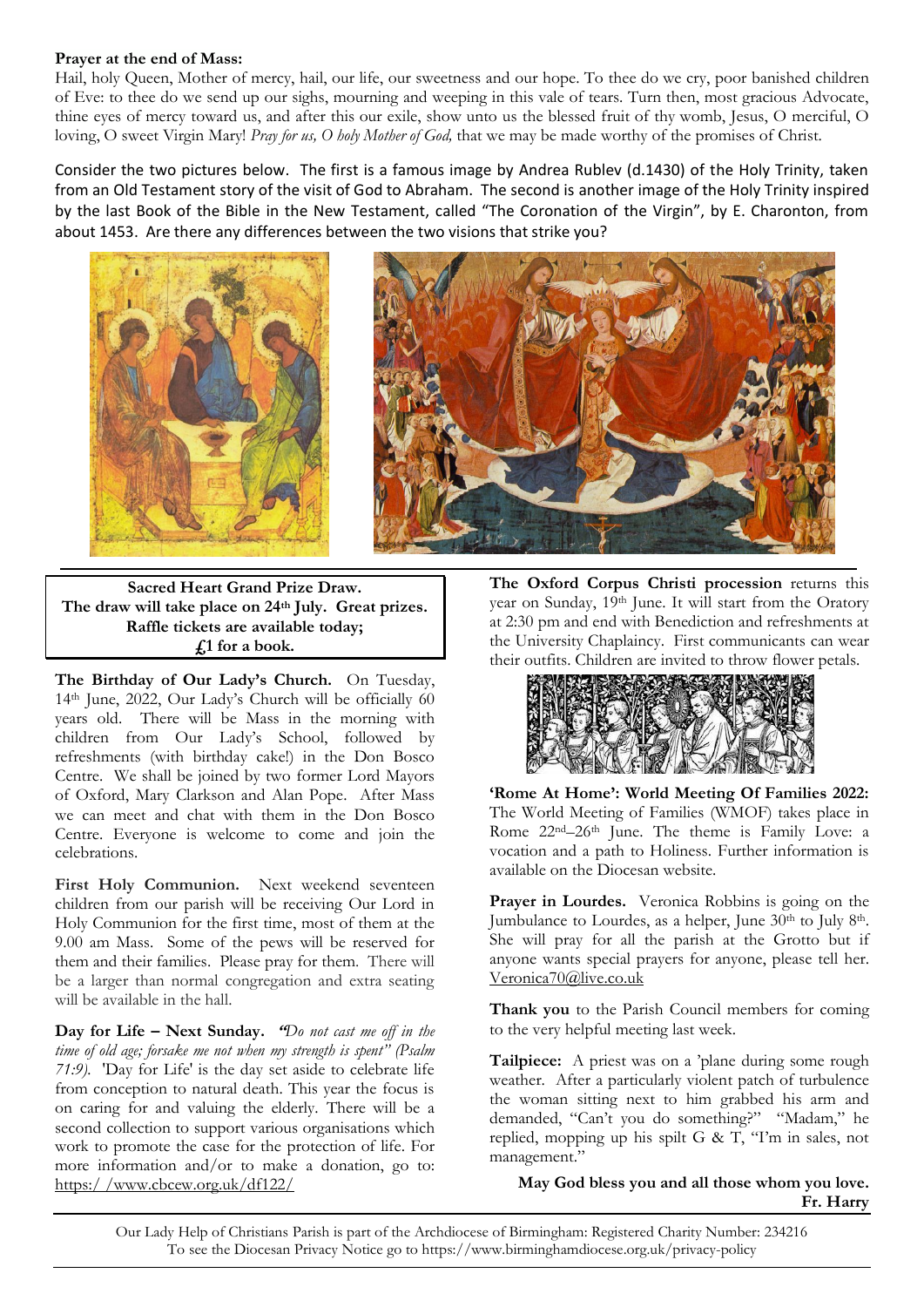**Prayer at the end of Mass:**
Hail, holy Queen, Mother of mercy, hail, our life, our sweetness and our hope. To thee do we cry, poor banished children of Eve: to thee do we send up our sighs, mourning and weeping in this vale of tears. Turn then, most gracious Advocate, thine eyes of mercy toward us, and after this our exile, show unto us the blessed fruit of thy womb, Jesus, O merciful, O loving, O sweet Virgin Mary! *Pray for us, O holy Mother of God,* that we may be made worthy of the promises of Christ.

Consider the two pictures below. The first is a famous image by Andrea Rublev (d.1430) of the Holy Trinity, taken from an Old Testament story of the visit of God to Abraham. The second is another image of the Holy Trinity inspired by the last Book of the Bible in the New Testament, called "The Coronation of the Virgin", by E. Charonton, from about 1453. Are there any differences between the two visions that strike you?

**Sacred Heart Grand Prize Draw.**
**The draw will take place on 24th July. Great prizes.**
**Raffle tickets are available today;**
**£1 for a book.**

**The Birthday of Our Lady's Church.** On Tuesday, 14th June, 2022, Our Lady's Church will be officially 60 years old. There will be Mass in the morning with children from Our Lady's School, followed by refreshments (with birthday cake!) in the Don Bosco Centre. We shall be joined by two former Lord Mayors of Oxford, Mary Clarkson and Alan Pope. After Mass we can meet and chat with them in the Don Bosco Centre. Everyone is welcome to come and join the celebrations.

**First Holy Communion.** Next weekend seventeen children from our parish will be receiving Our Lord in Holy Communion for the first time, most of them at the 9.00 am Mass. Some of the pews will be reserved for them and their families. Please pray for them. There will be a larger than normal congregation and extra seating will be available in the hall.

**Day for Life – Next Sunday.** *"Do not cast me off in the time of old age; forsake me not when my strength is spent" (Psalm 71:9).* 'Day for Life' is the day set aside to celebrate life from conception to natural death. This year the focus is on caring for and valuing the elderly. There will be a second collection to support various organisations which work to promote the case for the protection of life. For more information and/or to make a donation, go to: https:/ /www.cbcew.org.uk/df122/

**The Oxford Corpus Christi procession** returns this year on Sunday, 19th June. It will start from the Oratory at 2:30 pm and end with Benediction and refreshments at the University Chaplaincy. First communicants can wear their outfits. Children are invited to throw flower petals.

**'Rome At Home': World Meeting Of Families 2022:** The World Meeting of Families (WMOF) takes place in Rome 22nd–26th June. The theme is Family Love: a vocation and a path to Holiness. Further information is available on the Diocesan website.

**Prayer in Lourdes.** Veronica Robbins is going on the Jumbulance to Lourdes, as a helper, June 30th to July 8th. She will pray for all the parish at the Grotto but if anyone wants special prayers for anyone, please tell her. Veronica70@live.co.uk

**Thank you** to the Parish Council members for coming to the very helpful meeting last week.

**Tailpiece:** A priest was on a 'plane during some rough weather. After a particularly violent patch of turbulence the woman sitting next to him grabbed his arm and demanded, "Can't you do something?" "Madam," he replied, mopping up his spilt G & T, "I'm in sales, not management."

**May God bless you and all those whom you love.**
**Fr. Harry**

Our Lady Help of Christians Parish is part of the Archdiocese of Birmingham: Registered Charity Number: 234216
To see the Diocesan Privacy Notice go to https://www.birminghamdiocese.org.uk/privacy-policy